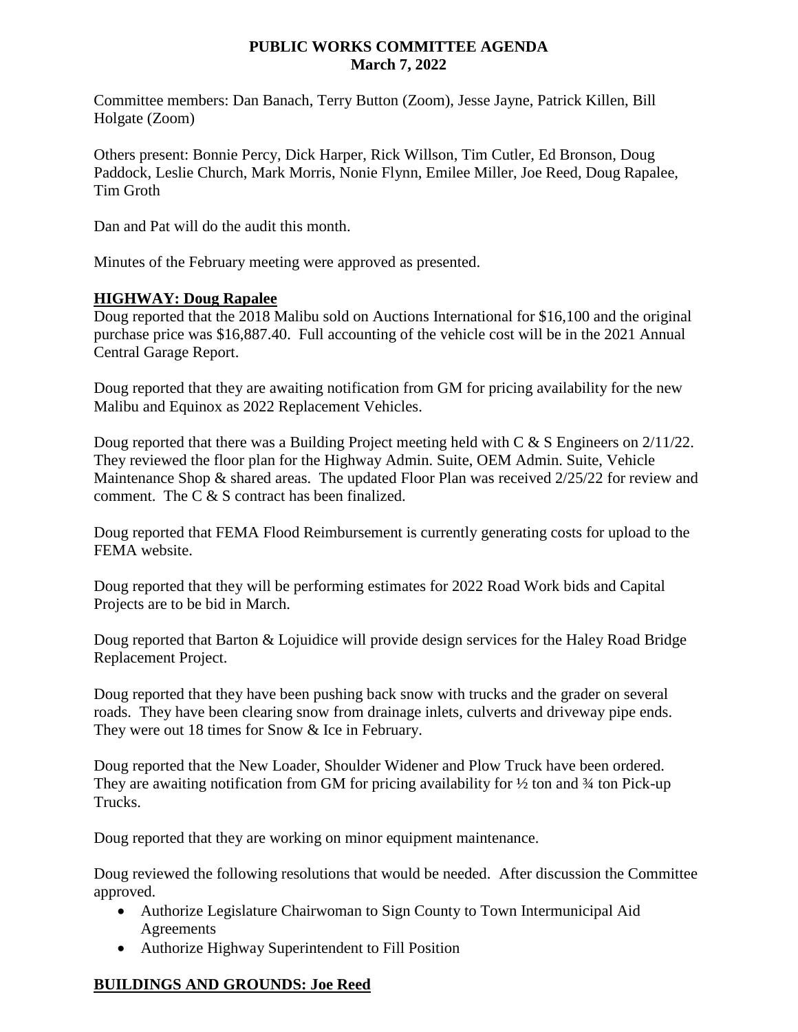**PUBLIC WORKS COMMITTEE AGENDA**
**March 7, 2022**

Committee members: Dan Banach, Terry Button (Zoom), Jesse Jayne, Patrick Killen, Bill Holgate (Zoom)

Others present: Bonnie Percy, Dick Harper, Rick Willson, Tim Cutler, Ed Bronson, Doug Paddock, Leslie Church, Mark Morris, Nonie Flynn, Emilee Miller, Joe Reed, Doug Rapalee, Tim Groth

Dan and Pat will do the audit this month.

Minutes of the February meeting were approved as presented.

## HIGHWAY: Doug Rapalee

Doug reported that the 2018 Malibu sold on Auctions International for $16,100 and the original purchase price was $16,887.40. Full accounting of the vehicle cost will be in the 2021 Annual Central Garage Report.

Doug reported that they are awaiting notification from GM for pricing availability for the new Malibu and Equinox as 2022 Replacement Vehicles.

Doug reported that there was a Building Project meeting held with C & S Engineers on 2/11/22. They reviewed the floor plan for the Highway Admin. Suite, OEM Admin. Suite, Vehicle Maintenance Shop & shared areas. The updated Floor Plan was received 2/25/22 for review and comment. The C & S contract has been finalized.

Doug reported that FEMA Flood Reimbursement is currently generating costs for upload to the FEMA website.

Doug reported that they will be performing estimates for 2022 Road Work bids and Capital Projects are to be bid in March.

Doug reported that Barton & Lojuidice will provide design services for the Haley Road Bridge Replacement Project.

Doug reported that they have been pushing back snow with trucks and the grader on several roads. They have been clearing snow from drainage inlets, culverts and driveway pipe ends. They were out 18 times for Snow & Ice in February.

Doug reported that the New Loader, Shoulder Widener and Plow Truck have been ordered. They are awaiting notification from GM for pricing availability for ½ ton and ¾ ton Pick-up Trucks.

Doug reported that they are working on minor equipment maintenance.

Doug reviewed the following resolutions that would be needed. After discussion the Committee approved.

- Authorize Legislature Chairwoman to Sign County to Town Intermunicipal Aid Agreements
- Authorize Highway Superintendent to Fill Position

## BUILDINGS AND GROUNDS: Joe Reed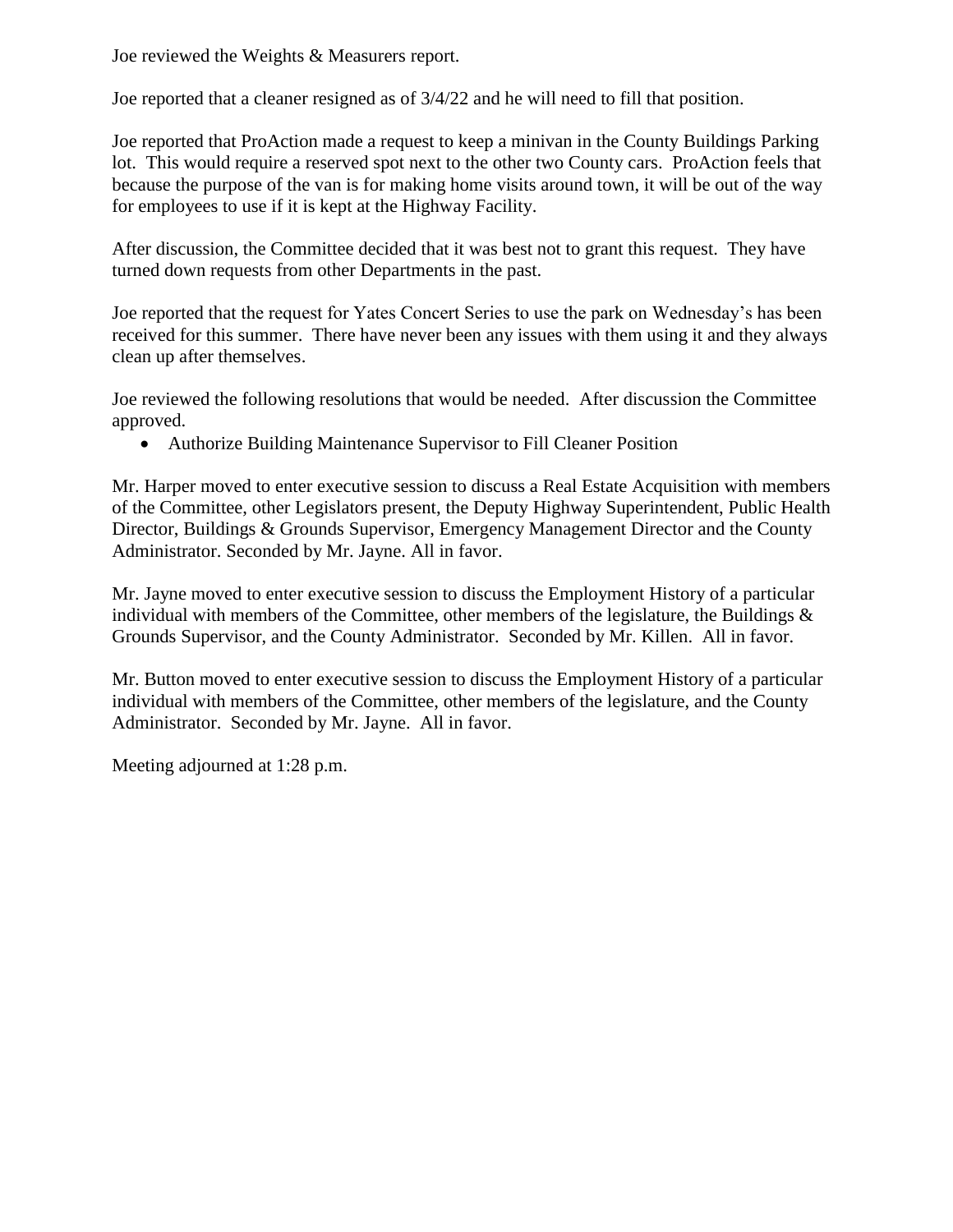Joe reviewed the Weights & Measurers report.

Joe reported that a cleaner resigned as of 3/4/22 and he will need to fill that position.

Joe reported that ProAction made a request to keep a minivan in the County Buildings Parking lot. This would require a reserved spot next to the other two County cars. ProAction feels that because the purpose of the van is for making home visits around town, it will be out of the way for employees to use if it is kept at the Highway Facility.

After discussion, the Committee decided that it was best not to grant this request. They have turned down requests from other Departments in the past.

Joe reported that the request for Yates Concert Series to use the park on Wednesday's has been received for this summer. There have never been any issues with them using it and they always clean up after themselves.

Joe reviewed the following resolutions that would be needed. After discussion the Committee approved.

- Authorize Building Maintenance Supervisor to Fill Cleaner Position

Mr. Harper moved to enter executive session to discuss a Real Estate Acquisition with members of the Committee, other Legislators present, the Deputy Highway Superintendent, Public Health Director, Buildings & Grounds Supervisor, Emergency Management Director and the County Administrator. Seconded by Mr. Jayne. All in favor.

Mr. Jayne moved to enter executive session to discuss the Employment History of a particular individual with members of the Committee, other members of the legislature, the Buildings & Grounds Supervisor, and the County Administrator. Seconded by Mr. Killen. All in favor.

Mr. Button moved to enter executive session to discuss the Employment History of a particular individual with members of the Committee, other members of the legislature, and the County Administrator. Seconded by Mr. Jayne. All in favor.

Meeting adjourned at 1:28 p.m.